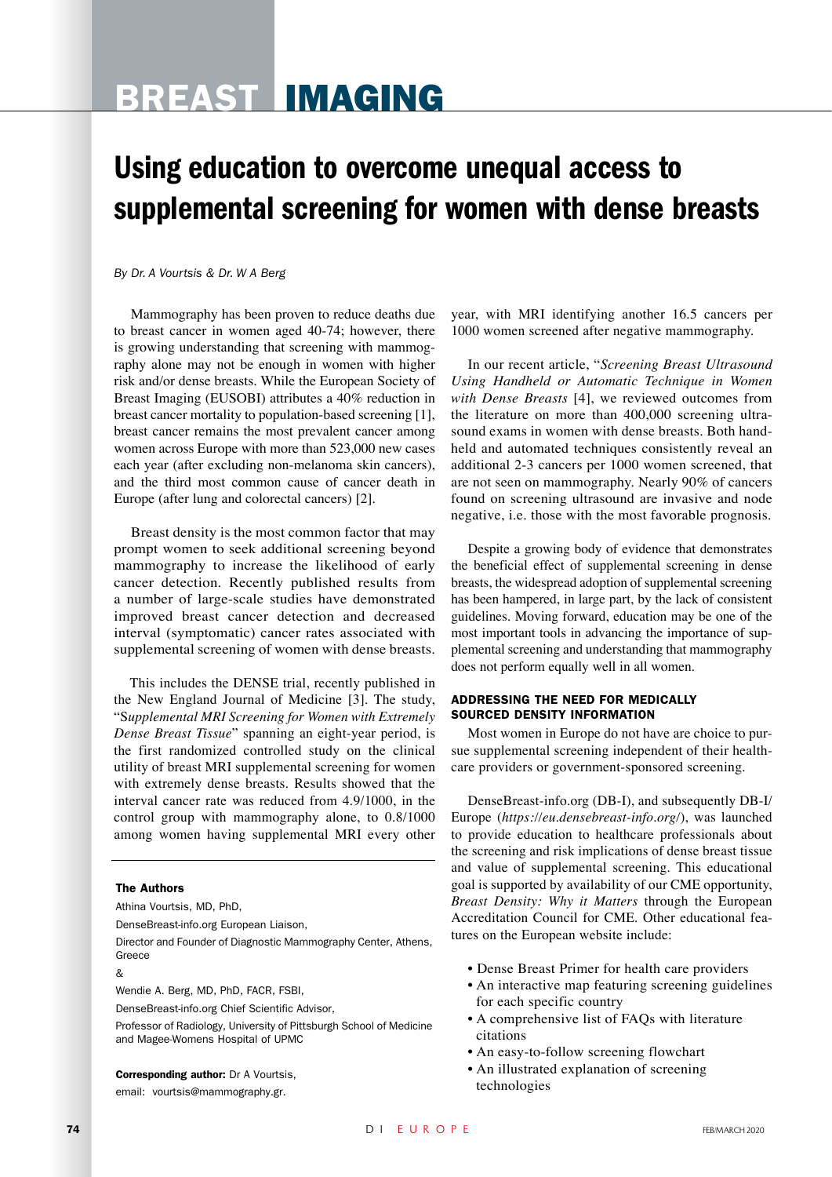# BREAST IMAGING

# Using education to overcome unequal access to supplemental screening for women with dense breasts

*By Dr. A Vourtsis & Dr. W A Berg*

Mammography has been proven to reduce deaths due to breast cancer in women aged 40-74; however, there is growing understanding that screening with mammography alone may not be enough in women with higher risk and/or dense breasts. While the European Society of Breast Imaging (EUSOBI) attributes a 40% reduction in breast cancer mortality to population-based screening [1], breast cancer remains the most prevalent cancer among women across Europe with more than 523,000 new cases each year (after excluding non-melanoma skin cancers), and the third most common cause of cancer death in Europe (after lung and colorectal cancers) [2].

Breast density is the most common factor that may prompt women to seek additional screening beyond mammography to increase the likelihood of early cancer detection. Recently published results from a number of large-scale studies have demonstrated improved breast cancer detection and decreased interval (symptomatic) cancer rates associated with supplemental screening of women with dense breasts.

This includes the DENSE trial, recently published in the New England Journal of Medicine [3]. The study, "S*upplemental MRI Screening for Women with Extremely Dense Breast Tissue*" spanning an eight-year period, is the first randomized controlled study on the clinical utility of breast MRI supplemental screening for women with extremely dense breasts. Results showed that the interval cancer rate was reduced from 4.9/1000, in the control group with mammography alone, to 0.8/1000 among women having supplemental MRI every other year, with MRI identifying another 16.5 cancers per 1000 women screened after negative mammography.

In our recent article, "*Screening Breast Ultrasound Using Handheld or Automatic Technique in Women with Dense Breasts* [4], we reviewed outcomes from the literature on more than 400,000 screening ultrasound exams in women with dense breasts. Both handheld and automated techniques consistently reveal an additional 2-3 cancers per 1000 women screened, that are not seen on mammography. Nearly 90% of cancers found on screening ultrasound are invasive and node negative, i.e. those with the most favorable prognosis.

Despite a growing body of evidence that demonstrates the beneficial effect of supplemental screening in dense breasts, the widespread adoption of supplemental screening has been hampered, in large part, by the lack of consistent guidelines. Moving forward, education may be one of the most important tools in advancing the importance of supplemental screening and understanding that mammography does not perform equally well in all women.

### ADDRESSING THE NEED FOR MEDICALLY SOURCED DENSITY INFORMATION

Most women in Europe do not have are choice to pursue supplemental screening independent of their healthcare providers or government-sponsored screening.

DenseBreast-info.org (DB-I), and subsequently DB-I/Europe (*https://eu.densebreast-info.org/*), was launched to provide education to healthcare professionals about the screening and risk implications of dense breast tissue and value of supplemental screening. This educational goal is supported by availability of our CME opportunity, *Breast Density: Why it Matters* through the European Accreditation Council for CME. Other educational features on the European website include:

- Dense Breast Primer for health care providers
- An interactive map featuring screening guidelines for each specific country
- A comprehensive list of FAQs with literature citations
- An easy-to-follow screening flowchart
- An illustrated explanation of screening technologies

**The Authors**

Athina Vourtsis, MD, PhD,

DenseBreast-info.org European Liaison,

Director and Founder of Diagnostic Mammography Center, Athens, Greece

&

Wendie A. Berg, MD, PhD, FACR, FSBI,

DenseBreast-info.org Chief Scientific Advisor,

Professor of Radiology, University of Pittsburgh School of Medicine and Magee-Womens Hospital of UPMC

**Corresponding author:** Dr A Vourtsis,
email: vourtsis@mammography.gr.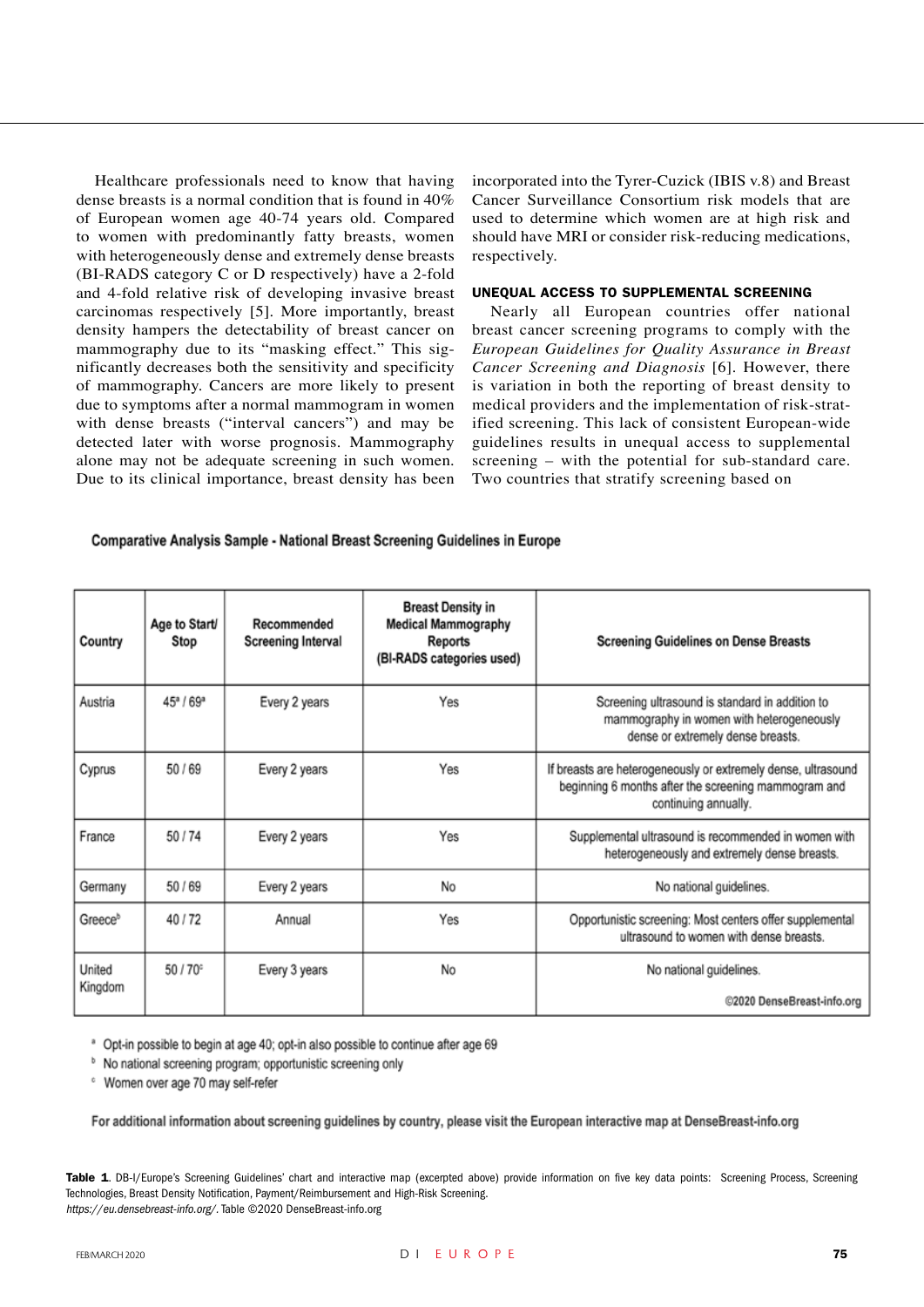Healthcare professionals need to know that having dense breasts is a normal condition that is found in 40% of European women age 40-74 years old. Compared to women with predominantly fatty breasts, women with heterogeneously dense and extremely dense breasts (BI-RADS category C or D respectively) have a 2-fold and 4-fold relative risk of developing invasive breast carcinomas respectively [5]. More importantly, breast density hampers the detectability of breast cancer on mammography due to its "masking effect." This significantly decreases both the sensitivity and specificity of mammography. Cancers are more likely to present due to symptoms after a normal mammogram in women with dense breasts ("interval cancers") and may be detected later with worse prognosis. Mammography alone may not be adequate screening in such women. Due to its clinical importance, breast density has been incorporated into the Tyrer-Cuzick (IBIS v.8) and Breast Cancer Surveillance Consortium risk models that are used to determine which women are at high risk and should have MRI or consider risk-reducing medications, respectively.

## UNEQUAL ACCESS TO SUPPLEMENTAL SCREENING

Nearly all European countries offer national breast cancer screening programs to comply with the *European Guidelines for Quality Assurance in Breast Cancer Screening and Diagnosis* [6]. However, there is variation in both the reporting of breast density to medical providers and the implementation of risk-stratified screening. This lack of consistent European-wide guidelines results in unequal access to supplemental screening – with the potential for sub-standard care. Two countries that stratify screening based on

**Comparative Analysis Sample - National Breast Screening Guidelines in Europe**

| Country | Age to Start/ Stop | Recommended Screening Interval | Breast Density in Medical Mammography Reports (BI-RADS categories used) | Screening Guidelines on Dense Breasts |
|---|---|---|---|---|
| Austria | 45[a] / 69[a] | Every 2 years | Yes | Screening ultrasound is standard in addition to mammography in women with heterogeneously dense or extremely dense breasts. |
| Cyprus | 50 / 69 | Every 2 years | Yes | If breasts are heterogeneously or extremely dense, ultrasound beginning 6 months after the screening mammogram and continuing annually. |
| France | 50 / 74 | Every 2 years | Yes | Supplemental ultrasound is recommended in women with heterogeneously and extremely dense breasts. |
| Germany | 50 / 69 | Every 2 years | No | No national guidelines. |
| Greece[b] | 40 / 72 | Annual | Yes | Opportunistic screening: Most centers offer supplemental ultrasound to women with dense breasts. |
| United Kingdom | 50 / 70[c] | Every 3 years | No | No national guidelines. |

©2020 DenseBreast-info.org

[a] Opt-in possible to begin at age 40; opt-in also possible to continue after age 69
[b] No national screening program; opportunistic screening only
[c] Women over age 70 may self-refer

**For additional information about screening guidelines by country, please visit the European interactive map at DenseBreast-info.org**

**Table 1**. DB-I/Europe's Screening Guidelines' chart and interactive map (excerpted above) provide information on five key data points: Screening Process, Screening Technologies, Breast Density Notification, Payment/Reimbursement and High-Risk Screening. *https://eu.densebreast-info.org/*. Table ©2020 DenseBreast-info.org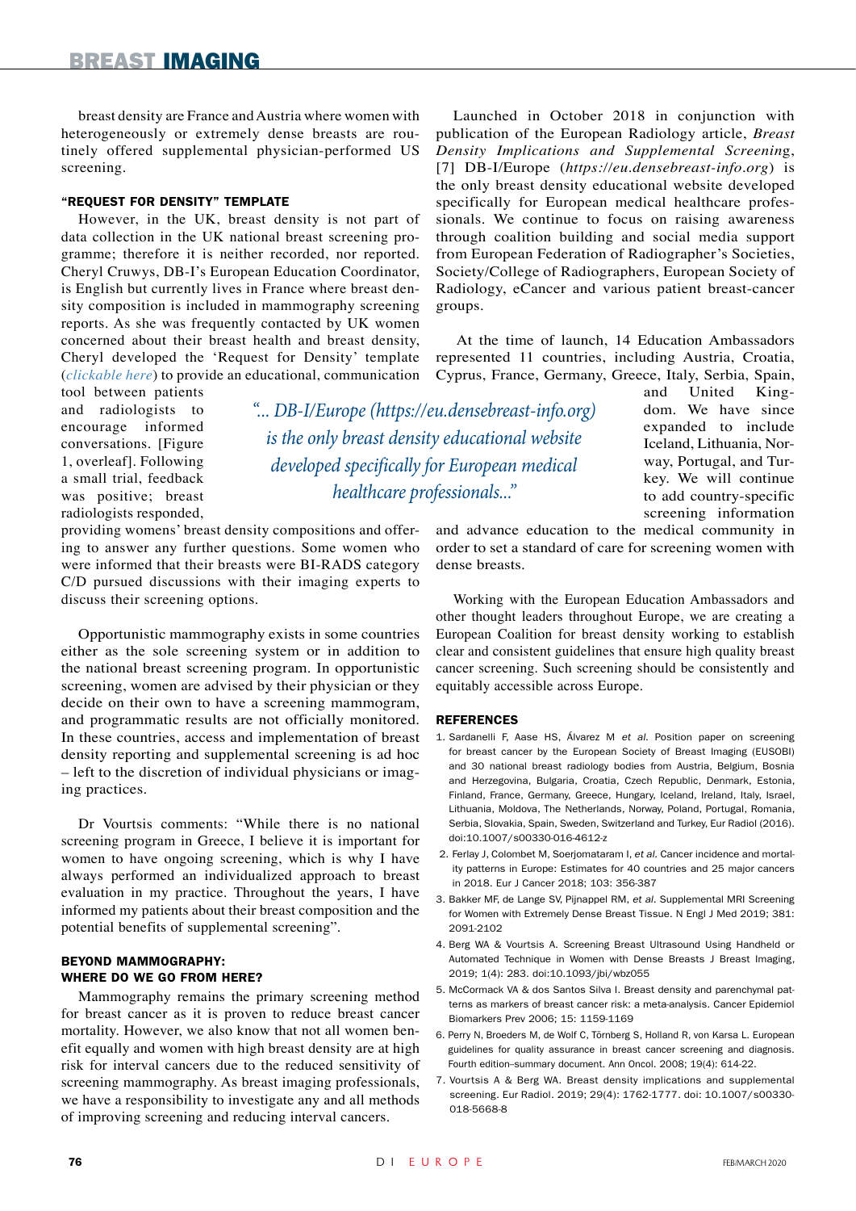breast density are France and Austria where women with heterogeneously or extremely dense breasts are routinely offered supplemental physician-performed US screening.

### "REQUEST FOR DENSITY" TEMPLATE

However, in the UK, breast density is not part of data collection in the UK national breast screening programme; therefore it is neither recorded, nor reported. Cheryl Cruwys, DB-I's European Education Coordinator, is English but currently lives in France where breast density composition is included in mammography screening reports. As she was frequently contacted by UK women concerned about their breast health and breast density, Cheryl developed the 'Request for Density' template (*clickable here*) to provide an educational, communication tool between patients and radiologists to encourage informed conversations. [Figure 1, overleaf]. Following a small trial, feedback was positive; breast radiologists responded, providing womens' breast density compositions and offering to answer any further questions. Some women who were informed that their breasts were BI-RADS category C/D pursued discussions with their imaging experts to discuss their screening options.

Opportunistic mammography exists in some countries either as the sole screening system or in addition to the national breast screening program. In opportunistic screening, women are advised by their physician or they decide on their own to have a screening mammogram, and programmatic results are not officially monitored. In these countries, access and implementation of breast density reporting and supplemental screening is ad hoc – left to the discretion of individual physicians or imaging practices.

Dr Vourtsis comments: "While there is no national screening program in Greece, I believe it is important for women to have ongoing screening, which is why I have always performed an individualized approach to breast evaluation in my practice. Throughout the years, I have informed my patients about their breast composition and the potential benefits of supplemental screening".

### BEYOND MAMMOGRAPHY: WHERE DO WE GO FROM HERE?

Mammography remains the primary screening method for breast cancer as it is proven to reduce breast cancer mortality. However, we also know that not all women benefit equally and women with high breast density are at high risk for interval cancers due to the reduced sensitivity of screening mammography. As breast imaging professionals, we have a responsibility to investigate any and all methods of improving screening and reducing interval cancers.

Launched in October 2018 in conjunction with publication of the European Radiology article, *Breast Density Implications and Supplemental Screening*, [7] DB-I/Europe (*https://eu.densebreast-info.org*) is the only breast density educational website developed specifically for European medical healthcare professionals. We continue to focus on raising awareness through coalition building and social media support from European Federation of Radiographer's Societies, Society/College of Radiographers, European Society of Radiology, eCancer and various patient breast-cancer groups.

*"... DB-I/Europe (https://eu.densebreast-info.org) is the only breast density educational website developed specifically for European medical healthcare professionals..."*

At the time of launch, 14 Education Ambassadors represented 11 countries, including Austria, Croatia, Cyprus, France, Germany, Greece, Italy, Serbia, Spain, and United Kingdom. We have since expanded to include Iceland, Lithuania, Norway, Portugal, and Turkey. We will continue to add country-specific screening information and advance education to the medical community in order to set a standard of care for screening women with dense breasts.

Working with the European Education Ambassadors and other thought leaders throughout Europe, we are creating a European Coalition for breast density working to establish clear and consistent guidelines that ensure high quality breast cancer screening. Such screening should be consistently and equitably accessible across Europe.

### REFERENCES

1. Sardanelli F, Aase HS, Álvarez M *et al.* Position paper on screening for breast cancer by the European Society of Breast Imaging (EUSOBI) and 30 national breast radiology bodies from Austria, Belgium, Bosnia and Herzegovina, Bulgaria, Croatia, Czech Republic, Denmark, Estonia, Finland, France, Germany, Greece, Hungary, Iceland, Ireland, Italy, Israel, Lithuania, Moldova, The Netherlands, Norway, Poland, Portugal, Romania, Serbia, Slovakia, Spain, Sweden, Switzerland and Turkey, Eur Radiol (2016). doi:10.1007/s00330-016-4612-z
2. Ferlay J, Colombet M, Soerjomataram I, *et al.* Cancer incidence and mortality patterns in Europe: Estimates for 40 countries and 25 major cancers in 2018. Eur J Cancer 2018; 103: 356-387
3. Bakker MF, de Lange SV, Pijnappel RM, *et al.* Supplemental MRI Screening for Women with Extremely Dense Breast Tissue. N Engl J Med 2019; 381: 2091-2102
4. Berg WA & Vourtsis A. Screening Breast Ultrasound Using Handheld or Automated Technique in Women with Dense Breasts J Breast Imaging, 2019; 1(4): 283. doi:10.1093/jbi/wbz055
5. McCormack VA & dos Santos Silva I. Breast density and parenchymal patterns as markers of breast cancer risk: a meta-analysis. Cancer Epidemiol Biomarkers Prev 2006; 15: 1159-1169
6. Perry N, Broeders M, de Wolf C, Törnberg S, Holland R, von Karsa L. European guidelines for quality assurance in breast cancer screening and diagnosis. Fourth edition–summary document. Ann Oncol. 2008; 19(4): 614-22.
7. Vourtsis A & Berg WA. Breast density implications and supplemental screening. Eur Radiol. 2019; 29(4): 1762-1777. doi: 10.1007/s00330-018-5668-8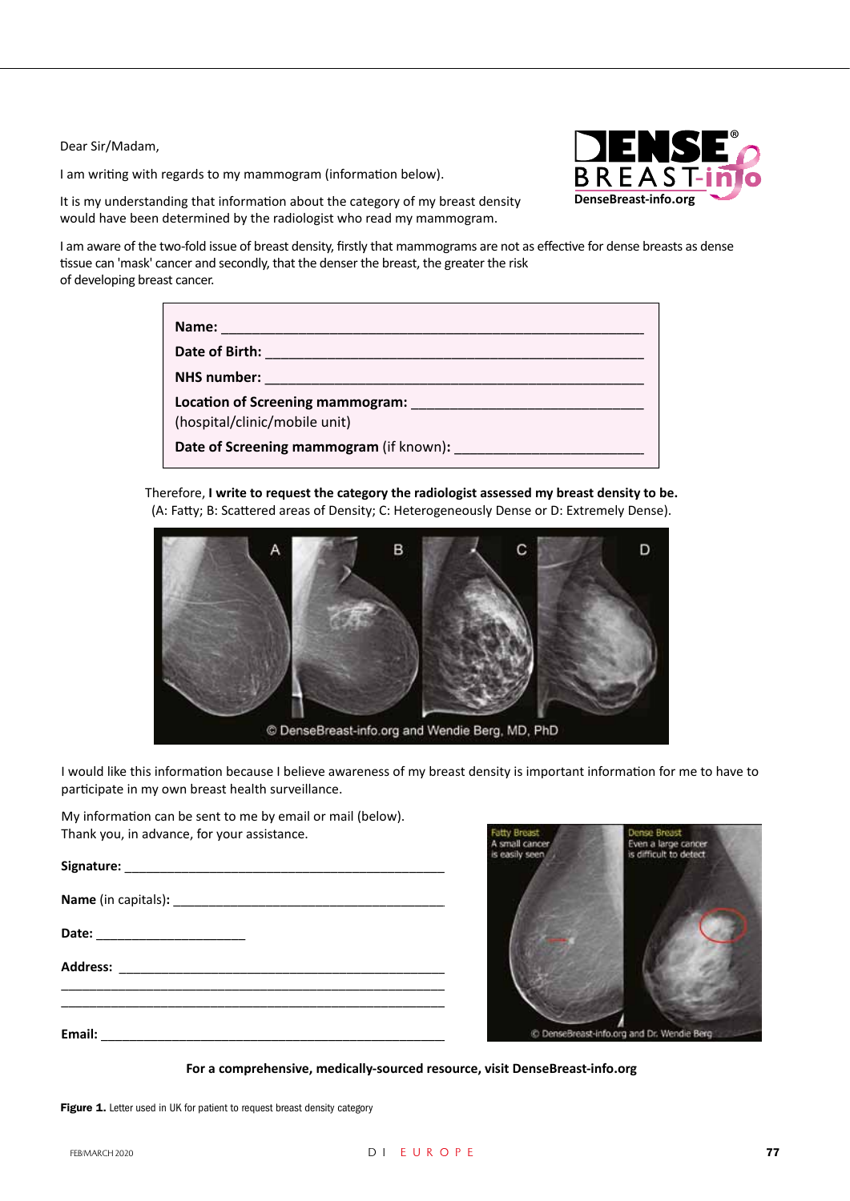Dear Sir/Madam,

I am writing with regards to my mammogram (information below).

It is my understanding that information about the category of my breast density would have been determined by the radiologist who read my mammogram.

I am aware of the two-fold issue of breast density, firstly that mammograms are not as effective for dense breasts as dense tissue can 'mask' cancer and secondly, that the denser the breast, the greater the risk of developing breast cancer.

**Name:** ______________________________________________

**Date of Birth:** ______________________________________________

**NHS number:** ______________________________________________

**Location of Screening mammogram:** ____________________________
(hospital/clinic/mobile unit)

**Date of Screening mammogram** (if known)**:** ______________________

Therefore, **I write to request the category the radiologist assessed my breast density to be.** (A: Fatty; B: Scattered areas of Density; C: Heterogeneously Dense or D: Extremely Dense).

A B C D

© DenseBreast-info.org and Wendie Berg, MD, PhD

I would like this information because I believe awareness of my breast density is important information for me to have to participate in my own breast health surveillance.

My information can be sent to me by email or mail (below).
Thank you, in advance, for your assistance.

**Signature:** ______________________________________

**Name** (in capitals)**:** ______________________________

**Date:** ____________________

**Address:** ______________________________________
______________________________________________
______________________________________________

**Email:** ________________________________________

Fatty Breast
A small cancer is easily seen

Dense Breast
Even a large cancer is difficult to detect

© DenseBreast-info.org and Dr. Wendie Berg

**For a comprehensive, medically-sourced resource, visit DenseBreast-info.org**

**Figure 1.** Letter used in UK for patient to request breast density category